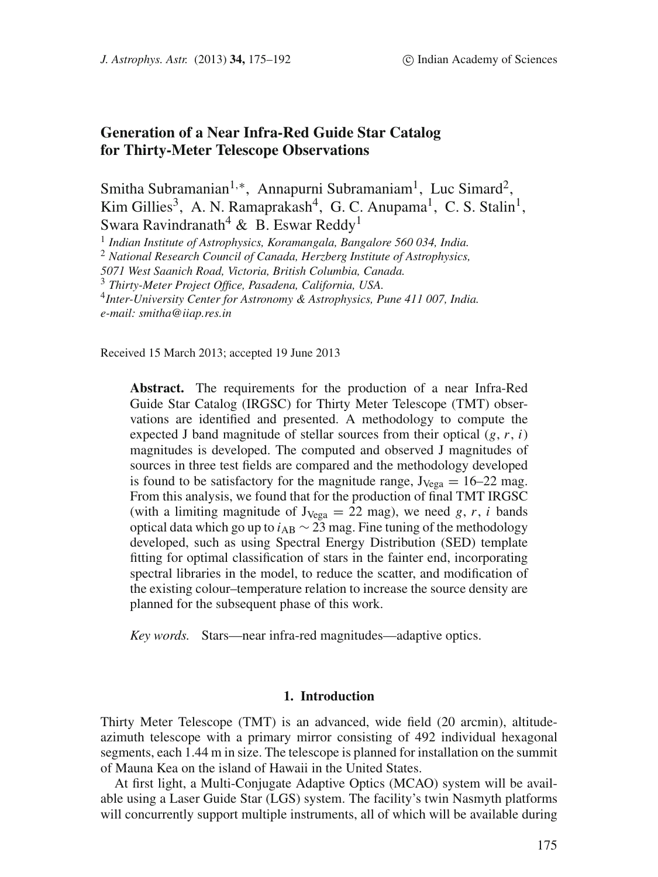# Generation of a Near Infra-Red Guide Star Catalog for Thirty-Meter Telescope Observations

Smitha Subramanian[1,*], Annapurni Subramaniam[1], Luc Simard[2], Kim Gillies[3], A. N. Ramaprakash[4], G. C. Anupama[1], C. S. Stalin[1], Swara Ravindranath[4] & B. Eswar Reddy[1]

[1] *Indian Institute of Astrophysics, Koramangala, Bangalore 560 034, India.*
[2] *National Research Council of Canada, Herzberg Institute of Astrophysics, 5071 West Saanich Road, Victoria, British Columbia, Canada.*
[3] *Thirty-Meter Project Office, Pasadena, California, USA.*
[4] *Inter-University Center for Astronomy & Astrophysics, Pune 411 007, India.*
*e-mail: smitha@iiap.res.in*

Received 15 March 2013; accepted 19 June 2013

**Abstract.** The requirements for the production of a near Infra-Red Guide Star Catalog (IRGSC) for Thirty Meter Telescope (TMT) observations are identified and presented. A methodology to compute the expected J band magnitude of stellar sources from their optical ($g$, $r$, $i$) magnitudes is developed. The computed and observed J magnitudes of sources in three test fields are compared and the methodology developed is found to be satisfactory for the magnitude range, $J_{Vega} = 16$–$22$ mag. From this analysis, we found that for the production of final TMT IRGSC (with a limiting magnitude of $J_{Vega} = 22$ mag), we need $g$, $r$, $i$ bands optical data which go up to $i_{AB} \sim 23$ mag. Fine tuning of the methodology developed, such as using Spectral Energy Distribution (SED) template fitting for optimal classification of stars in the fainter end, incorporating spectral libraries in the model, to reduce the scatter, and modification of the existing colour–temperature relation to increase the source density are planned for the subsequent phase of this work.

*Key words.* Stars—near infra-red magnitudes—adaptive optics.

## 1. Introduction

Thirty Meter Telescope (TMT) is an advanced, wide field (20 arcmin), altitude-azimuth telescope with a primary mirror consisting of 492 individual hexagonal segments, each 1.44 m in size. The telescope is planned for installation on the summit of Mauna Kea on the island of Hawaii in the United States.

At first light, a Multi-Conjugate Adaptive Optics (MCAO) system will be available using a Laser Guide Star (LGS) system. The facility's twin Nasmyth platforms will concurrently support multiple instruments, all of which will be available during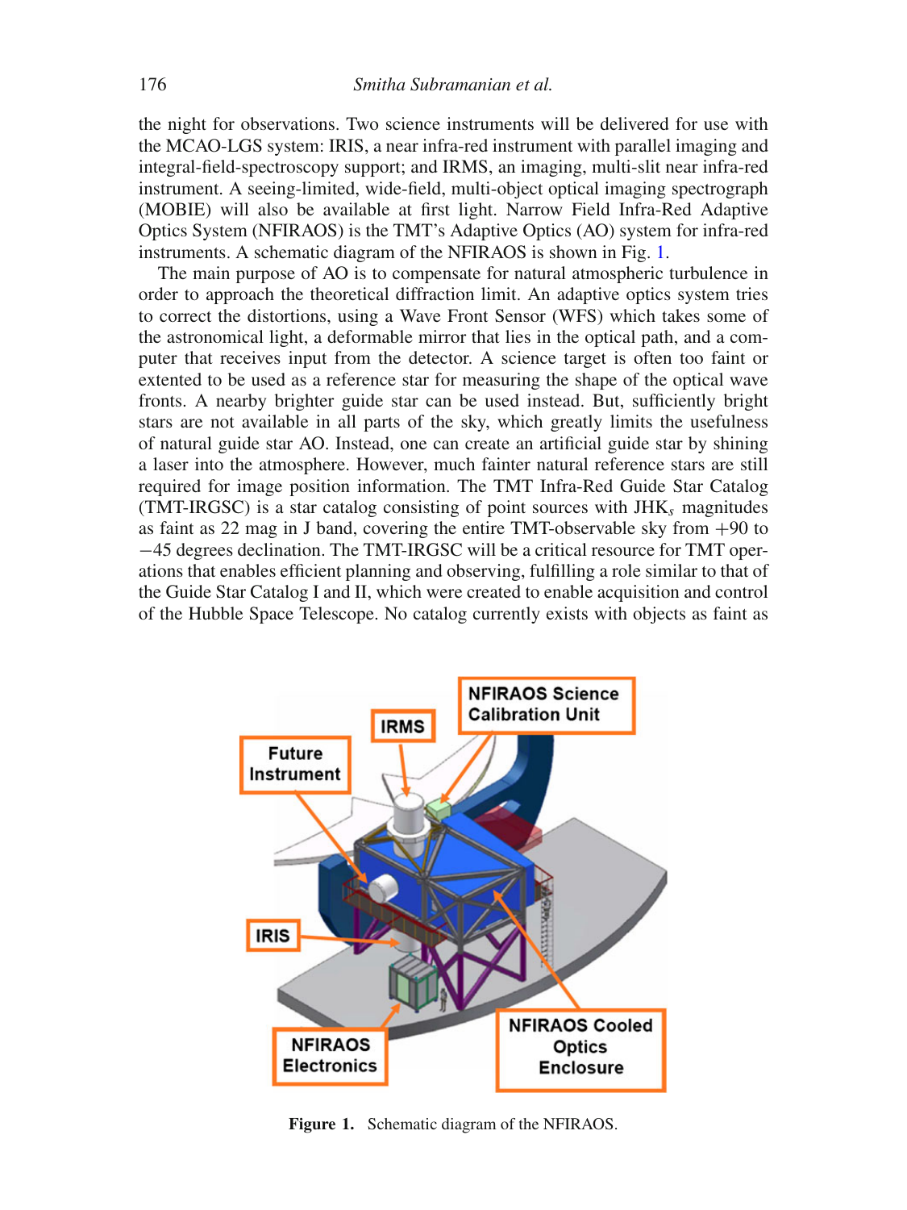the night for observations. Two science instruments will be delivered for use with the MCAO-LGS system: IRIS, a near infra-red instrument with parallel imaging and integral-field-spectroscopy support; and IRMS, an imaging, multi-slit near infra-red instrument. A seeing-limited, wide-field, multi-object optical imaging spectrograph (MOBIE) will also be available at first light. Narrow Field Infra-Red Adaptive Optics System (NFIRAOS) is the TMT's Adaptive Optics (AO) system for infra-red instruments. A schematic diagram of the NFIRAOS is shown in Fig. 1.

The main purpose of AO is to compensate for natural atmospheric turbulence in order to approach the theoretical diffraction limit. An adaptive optics system tries to correct the distortions, using a Wave Front Sensor (WFS) which takes some of the astronomical light, a deformable mirror that lies in the optical path, and a computer that receives input from the detector. A science target is often too faint or extented to be used as a reference star for measuring the shape of the optical wave fronts. A nearby brighter guide star can be used instead. But, sufficiently bright stars are not available in all parts of the sky, which greatly limits the usefulness of natural guide star AO. Instead, one can create an artificial guide star by shining a laser into the atmosphere. However, much fainter natural reference stars are still required for image position information. The TMT Infra-Red Guide Star Catalog (TMT-IRGSC) is a star catalog consisting of point sources with $JHK_s$ magnitudes as faint as 22 mag in J band, covering the entire TMT-observable sky from +90 to −45 degrees declination. The TMT-IRGSC will be a critical resource for TMT operations that enables efficient planning and observing, fulfilling a role similar to that of the Guide Star Catalog I and II, which were created to enable acquisition and control of the Hubble Space Telescope. No catalog currently exists with objects as faint as

**Figure 1.** Schematic diagram of the NFIRAOS.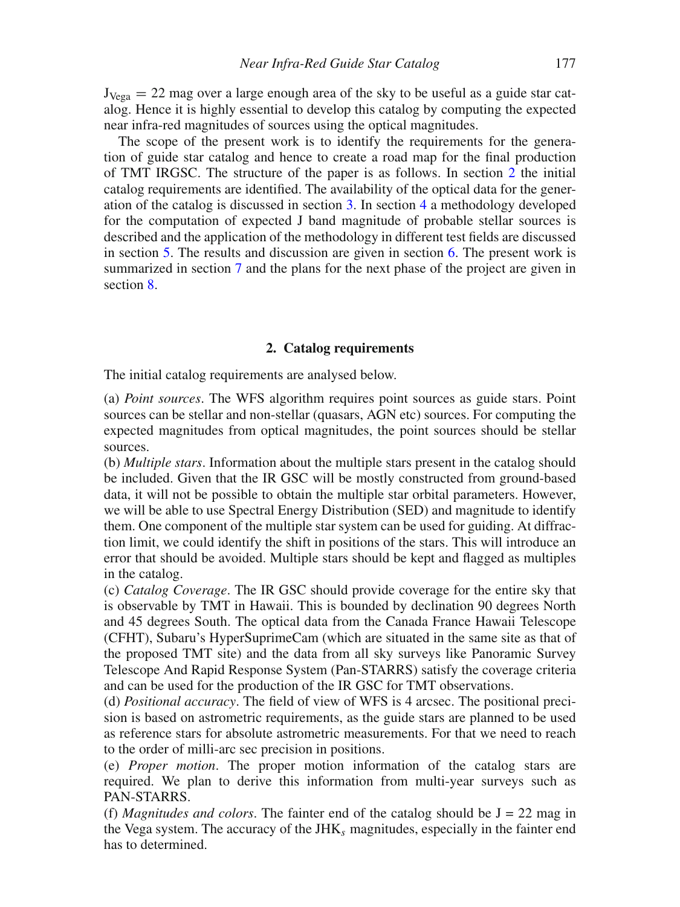$J_{Vega} = 22$ mag over a large enough area of the sky to be useful as a guide star catalog. Hence it is highly essential to develop this catalog by computing the expected near infra-red magnitudes of sources using the optical magnitudes.

The scope of the present work is to identify the requirements for the generation of guide star catalog and hence to create a road map for the final production of TMT IRGSC. The structure of the paper is as follows. In section 2 the initial catalog requirements are identified. The availability of the optical data for the generation of the catalog is discussed in section 3. In section 4 a methodology developed for the computation of expected J band magnitude of probable stellar sources is described and the application of the methodology in different test fields are discussed in section 5. The results and discussion are given in section 6. The present work is summarized in section 7 and the plans for the next phase of the project are given in section 8.

## 2. Catalog requirements

The initial catalog requirements are analysed below.

(a) *Point sources*. The WFS algorithm requires point sources as guide stars. Point sources can be stellar and non-stellar (quasars, AGN etc) sources. For computing the expected magnitudes from optical magnitudes, the point sources should be stellar sources.
(b) *Multiple stars*. Information about the multiple stars present in the catalog should be included. Given that the IR GSC will be mostly constructed from ground-based data, it will not be possible to obtain the multiple star orbital parameters. However, we will be able to use Spectral Energy Distribution (SED) and magnitude to identify them. One component of the multiple star system can be used for guiding. At diffraction limit, we could identify the shift in positions of the stars. This will introduce an error that should be avoided. Multiple stars should be kept and flagged as multiples in the catalog.
(c) *Catalog Coverage*. The IR GSC should provide coverage for the entire sky that is observable by TMT in Hawaii. This is bounded by declination 90 degrees North and 45 degrees South. The optical data from the Canada France Hawaii Telescope (CFHT), Subaru's HyperSuprimeCam (which are situated in the same site as that of the proposed TMT site) and the data from all sky surveys like Panoramic Survey Telescope And Rapid Response System (Pan-STARRS) satisfy the coverage criteria and can be used for the production of the IR GSC for TMT observations.
(d) *Positional accuracy*. The field of view of WFS is 4 arcsec. The positional precision is based on astrometric requirements, as the guide stars are planned to be used as reference stars for absolute astrometric measurements. For that we need to reach to the order of milli-arc sec precision in positions.
(e) *Proper motion*. The proper motion information of the catalog stars are required. We plan to derive this information from multi-year surveys such as PAN-STARRS.
(f) *Magnitudes and colors*. The fainter end of the catalog should be J = 22 mag in the Vega system. The accuracy of the $JHK_s$ magnitudes, especially in the fainter end has to determined.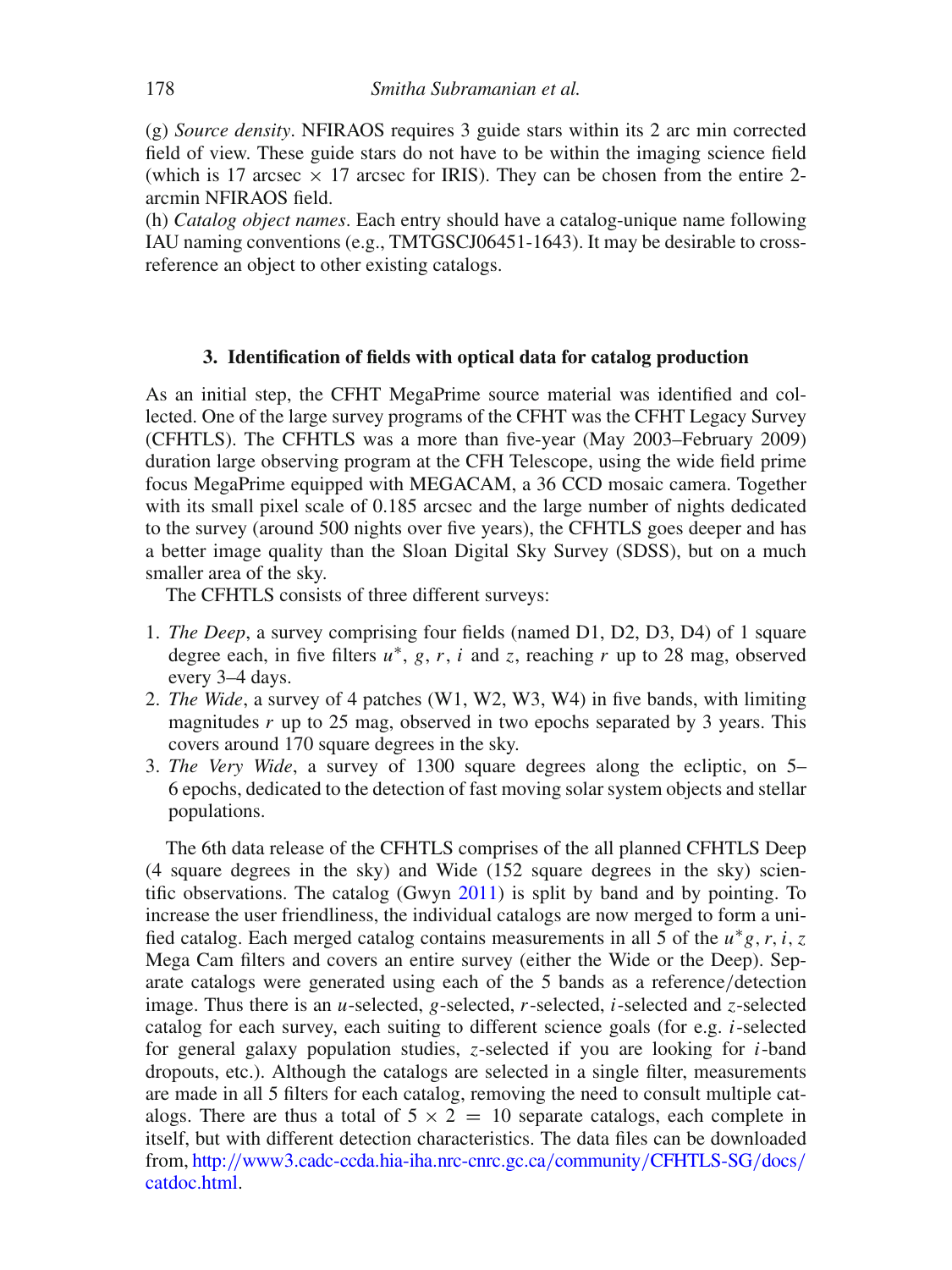(g) *Source density*. NFIRAOS requires 3 guide stars within its 2 arc min corrected field of view. These guide stars do not have to be within the imaging science field (which is 17 arcsec $\times$ 17 arcsec for IRIS). They can be chosen from the entire 2-arcmin NFIRAOS field.

(h) *Catalog object names*. Each entry should have a catalog-unique name following IAU naming conventions (e.g., TMTGSCJ06451-1643). It may be desirable to cross-reference an object to other existing catalogs.

## 3. Identification of fields with optical data for catalog production

As an initial step, the CFHT MegaPrime source material was identified and collected. One of the large survey programs of the CFHT was the CFHT Legacy Survey (CFHTLS). The CFHTLS was a more than five-year (May 2003–February 2009) duration large observing program at the CFH Telescope, using the wide field prime focus MegaPrime equipped with MEGACAM, a 36 CCD mosaic camera. Together with its small pixel scale of 0.185 arcsec and the large number of nights dedicated to the survey (around 500 nights over five years), the CFHTLS goes deeper and has a better image quality than the Sloan Digital Sky Survey (SDSS), but on a much smaller area of the sky.

The CFHTLS consists of three different surveys:

1. *The Deep*, a survey comprising four fields (named D1, D2, D3, D4) of 1 square degree each, in five filters $u^*$, $g$, $r$, $i$ and $z$, reaching $r$ up to 28 mag, observed every 3–4 days.
2. *The Wide*, a survey of 4 patches (W1, W2, W3, W4) in five bands, with limiting magnitudes $r$ up to 25 mag, observed in two epochs separated by 3 years. This covers around 170 square degrees in the sky.
3. *The Very Wide*, a survey of 1300 square degrees along the ecliptic, on 5–6 epochs, dedicated to the detection of fast moving solar system objects and stellar populations.

The 6th data release of the CFHTLS comprises of the all planned CFHTLS Deep (4 square degrees in the sky) and Wide (152 square degrees in the sky) scientific observations. The catalog (Gwyn 2011) is split by band and by pointing. To increase the user friendliness, the individual catalogs are now merged to form a unified catalog. Each merged catalog contains measurements in all 5 of the $u^*g, r, i, z$ Mega Cam filters and covers an entire survey (either the Wide or the Deep). Separate catalogs were generated using each of the 5 bands as a reference/detection image. Thus there is an $u$-selected, $g$-selected, $r$-selected, $i$-selected and $z$-selected catalog for each survey, each suiting to different science goals (for e.g. $i$-selected for general galaxy population studies, $z$-selected if you are looking for $i$-band dropouts, etc.). Although the catalogs are selected in a single filter, measurements are made in all 5 filters for each catalog, removing the need to consult multiple catalogs. There are thus a total of $5 \times 2 = 10$ separate catalogs, each complete in itself, but with different detection characteristics. The data files can be downloaded from, http://www3.cadc-ccda.hia-iha.nrc-cnrc.gc.ca/community/CFHTLS-SG/docs/catdoc.html.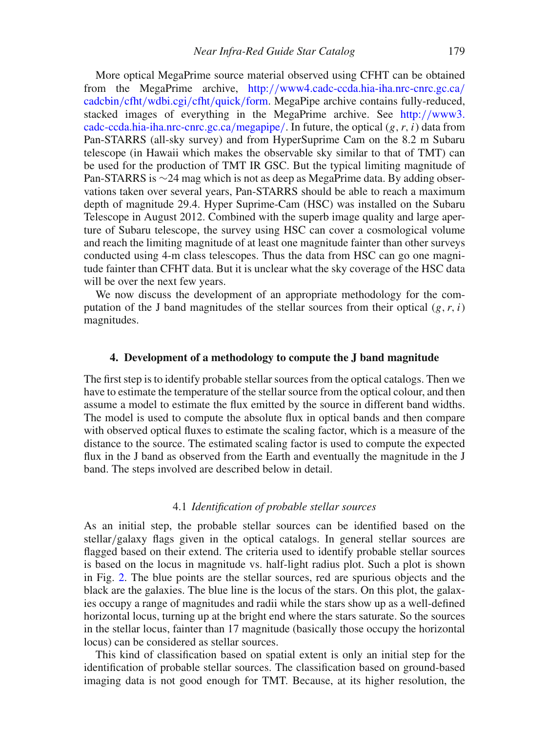More optical MegaPrime source material observed using CFHT can be obtained from the MegaPrime archive, http://www4.cadc-ccda.hia-iha.nrc-cnrc.gc.ca/cadcbin/cfht/wdbi.cgi/cfht/quick/form. MegaPipe archive contains fully-reduced, stacked images of everything in the MegaPrime archive. See http://www3.cadc-ccda.hia-iha.nrc-cnrc.gc.ca/megapipe/. In future, the optical ($g$, $r$, $i$) data from Pan-STARRS (all-sky survey) and from HyperSuprime Cam on the 8.2 m Subaru telescope (in Hawaii which makes the observable sky similar to that of TMT) can be used for the production of TMT IR GSC. But the typical limiting magnitude of Pan-STARRS is ∼24 mag which is not as deep as MegaPrime data. By adding observations taken over several years, Pan-STARRS should be able to reach a maximum depth of magnitude 29.4. Hyper Suprime-Cam (HSC) was installed on the Subaru Telescope in August 2012. Combined with the superb image quality and large aperture of Subaru telescope, the survey using HSC can cover a cosmological volume and reach the limiting magnitude of at least one magnitude fainter than other surveys conducted using 4-m class telescopes. Thus the data from HSC can go one magnitude fainter than CFHT data. But it is unclear what the sky coverage of the HSC data will be over the next few years.

We now discuss the development of an appropriate methodology for the computation of the J band magnitudes of the stellar sources from their optical ($g$, $r$, $i$) magnitudes.

## 4. Development of a methodology to compute the J band magnitude

The first step is to identify probable stellar sources from the optical catalogs. Then we have to estimate the temperature of the stellar source from the optical colour, and then assume a model to estimate the flux emitted by the source in different band widths. The model is used to compute the absolute flux in optical bands and then compare with observed optical fluxes to estimate the scaling factor, which is a measure of the distance to the source. The estimated scaling factor is used to compute the expected flux in the J band as observed from the Earth and eventually the magnitude in the J band. The steps involved are described below in detail.

### 4.1 *Identification of probable stellar sources*

As an initial step, the probable stellar sources can be identified based on the stellar/galaxy flags given in the optical catalogs. In general stellar sources are flagged based on their extend. The criteria used to identify probable stellar sources is based on the locus in magnitude vs. half-light radius plot. Such a plot is shown in Fig. 2. The blue points are the stellar sources, red are spurious objects and the black are the galaxies. The blue line is the locus of the stars. On this plot, the galaxies occupy a range of magnitudes and radii while the stars show up as a well-defined horizontal locus, turning up at the bright end where the stars saturate. So the sources in the stellar locus, fainter than 17 magnitude (basically those occupy the horizontal locus) can be considered as stellar sources.

This kind of classification based on spatial extent is only an initial step for the identification of probable stellar sources. The classification based on ground-based imaging data is not good enough for TMT. Because, at its higher resolution, the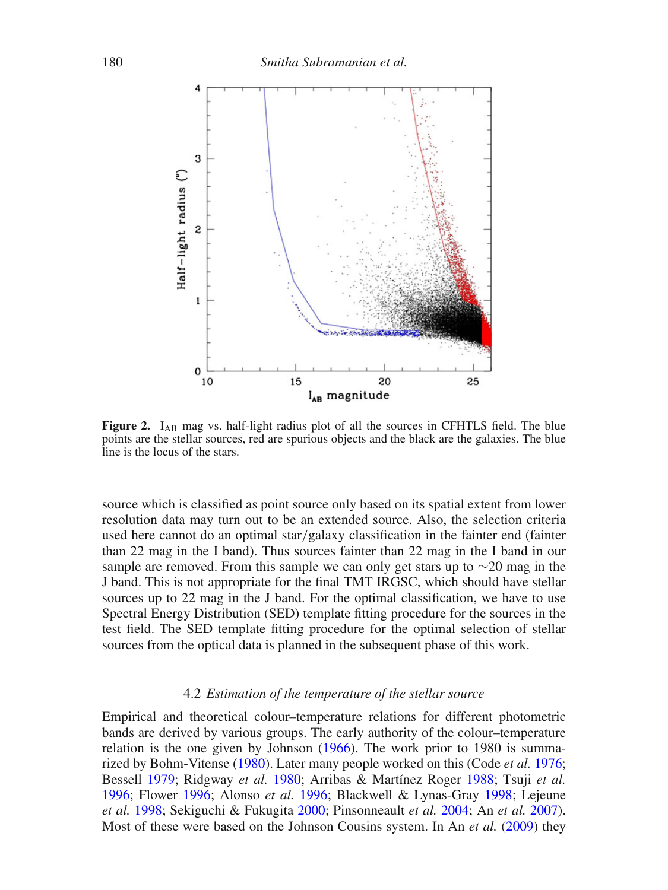**Figure 2.** $I_{AB}$ mag vs. half-light radius plot of all the sources in CFHTLS field. The blue points are the stellar sources, red are spurious objects and the black are the galaxies. The blue line is the locus of the stars.

source which is classified as point source only based on its spatial extent from lower resolution data may turn out to be an extended source. Also, the selection criteria used here cannot do an optimal star/galaxy classification in the fainter end (fainter than 22 mag in the I band). Thus sources fainter than 22 mag in the I band in our sample are removed. From this sample we can only get stars up to ∼20 mag in the J band. This is not appropriate for the final TMT IRGSC, which should have stellar sources up to 22 mag in the J band. For the optimal classification, we have to use Spectral Energy Distribution (SED) template fitting procedure for the sources in the test field. The SED template fitting procedure for the optimal selection of stellar sources from the optical data is planned in the subsequent phase of this work.

### 4.2 *Estimation of the temperature of the stellar source*

Empirical and theoretical colour–temperature relations for different photometric bands are derived by various groups. The early authority of the colour–temperature relation is the one given by Johnson (1966). The work prior to 1980 is summarized by Bohm-Vitense (1980). Later many people worked on this (Code *et al.* 1976; Bessell 1979; Ridgway *et al.* 1980; Arribas & Martínez Roger 1988; Tsuji *et al.* 1996; Flower 1996; Alonso *et al.* 1996; Blackwell & Lynas-Gray 1998; Lejeune *et al.* 1998; Sekiguchi & Fukugita 2000; Pinsonneault *et al.* 2004; An *et al.* 2007). Most of these were based on the Johnson Cousins system. In An *et al.* (2009) they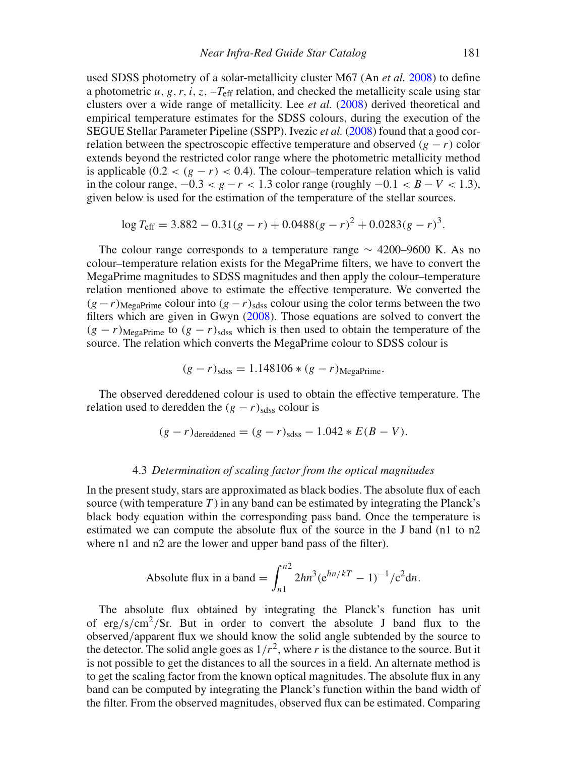used SDSS photometry of a solar-metallicity cluster M67 (An *et al.* 2008) to define a photometric $u$, $g$, $r$, $i$, $z$, $-T_{\rm eff}$ relation, and checked the metallicity scale using star clusters over a wide range of metallicity. Lee *et al.* (2008) derived theoretical and empirical temperature estimates for the SDSS colours, during the execution of the SEGUE Stellar Parameter Pipeline (SSPP). Ivezic *et al.* (2008) found that a good correlation between the spectroscopic effective temperature and observed $(g - r)$ color extends beyond the restricted color range where the photometric metallicity method is applicable $(0.2 < (g - r) < 0.4)$. The colour–temperature relation which is valid in the colour range, $-0.3 < g - r < 1.3$ color range (roughly $-0.1 < B - V < 1.3$), given below is used for the estimation of the temperature of the stellar sources.

$$\log T_{\rm eff} = 3.882 - 0.31(g - r) + 0.0488(g - r)^2 + 0.0283(g - r)^3.$$

The colour range corresponds to a temperature range $\sim$ 4200–9600 K. As no colour–temperature relation exists for the MegaPrime filters, we have to convert the MegaPrime magnitudes to SDSS magnitudes and then apply the colour–temperature relation mentioned above to estimate the effective temperature. We converted the $(g - r)_{\rm MegaPrime}$ colour into $(g - r)_{\rm sdss}$ colour using the color terms between the two filters which are given in Gwyn (2008). Those equations are solved to convert the $(g - r)_{\rm MegaPrime}$ to $(g - r)_{\rm sdss}$ which is then used to obtain the temperature of the source. The relation which converts the MegaPrime colour to SDSS colour is

$$(g - r)_{\rm sdss} = 1.148106 * (g - r)_{\rm MegaPrime}.$$

The observed dereddened colour is used to obtain the effective temperature. The relation used to deredden the $(g - r)_{\rm sdss}$ colour is

$$(g - r)_{\rm dereddened} = (g - r)_{\rm sdss} - 1.042 * E(B - V).$$

### 4.3 *Determination of scaling factor from the optical magnitudes*

In the present study, stars are approximated as black bodies. The absolute flux of each source (with temperature $T$) in any band can be estimated by integrating the Planck's black body equation within the corresponding pass band. Once the temperature is estimated we can compute the absolute flux of the source in the J band (n1 to n2 where n1 and n2 are the lower and upper band pass of the filter).

$$\text{Absolute flux in a band} = \int_{n1}^{n2} 2hn^3 (\mathrm{e}^{hn/kT} - 1)^{-1} / \mathrm{c}^2 \mathrm{d}n.$$

The absolute flux obtained by integrating the Planck's function has unit of erg/s/cm$^2$/Sr. But in order to convert the absolute J band flux to the observed/apparent flux we should know the solid angle subtended by the source to the detector. The solid angle goes as $1/r^2$, where $r$ is the distance to the source. But it is not possible to get the distances to all the sources in a field. An alternate method is to get the scaling factor from the known optical magnitudes. The absolute flux in any band can be computed by integrating the Planck's function within the band width of the filter. From the observed magnitudes, observed flux can be estimated. Comparing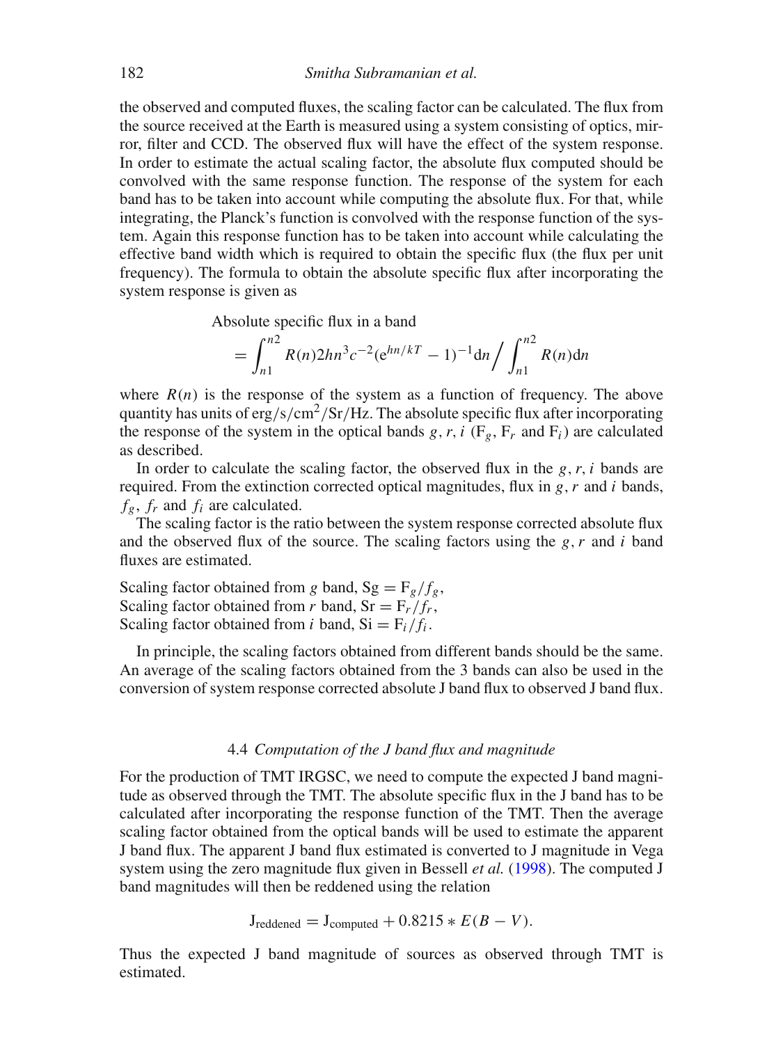the observed and computed fluxes, the scaling factor can be calculated. The flux from the source received at the Earth is measured using a system consisting of optics, mirror, filter and CCD. The observed flux will have the effect of the system response. In order to estimate the actual scaling factor, the absolute flux computed should be convolved with the same response function. The response of the system for each band has to be taken into account while computing the absolute flux. For that, while integrating, the Planck's function is convolved with the response function of the system. Again this response function has to be taken into account while calculating the effective band width which is required to obtain the specific flux (the flux per unit frequency). The formula to obtain the absolute specific flux after incorporating the system response is given as

$$\text{Absolute specific flux in a band} = \int_{n1}^{n2} R(n) 2hn^3 c^{-2} (\mathrm{e}^{hn/kT} - 1)^{-1} \mathrm{d}n \bigg/ \int_{n1}^{n2} R(n) \mathrm{d}n$$

where $R(n)$ is the response of the system as a function of frequency. The above quantity has units of erg/s/cm$^2$/Sr/Hz. The absolute specific flux after incorporating the response of the system in the optical bands $g, r, i$ ($\mathrm{F}_g$, $\mathrm{F}_r$ and $\mathrm{F}_i$) are calculated as described.

In order to calculate the scaling factor, the observed flux in the $g, r, i$ bands are required. From the extinction corrected optical magnitudes, flux in $g$, $r$ and $i$ bands, $f_g$, $f_r$ and $f_i$ are calculated.

The scaling factor is the ratio between the system response corrected absolute flux and the observed flux of the source. The scaling factors using the $g, r$ and $i$ band fluxes are estimated.

Scaling factor obtained from $g$ band, $\mathrm{Sg} = \mathrm{F}_g/f_g$,
Scaling factor obtained from $r$ band, $\mathrm{Sr} = \mathrm{F}_r/f_r$,
Scaling factor obtained from $i$ band, $\mathrm{Si} = \mathrm{F}_i/f_i$.

In principle, the scaling factors obtained from different bands should be the same. An average of the scaling factors obtained from the 3 bands can also be used in the conversion of system response corrected absolute J band flux to observed J band flux.

### 4.4 *Computation of the J band flux and magnitude*

For the production of TMT IRGSC, we need to compute the expected J band magnitude as observed through the TMT. The absolute specific flux in the J band has to be calculated after incorporating the response function of the TMT. Then the average scaling factor obtained from the optical bands will be used to estimate the apparent J band flux. The apparent J band flux estimated is converted to J magnitude in Vega system using the zero magnitude flux given in Bessell *et al.* (1998). The computed J band magnitudes will then be reddened using the relation

$$\mathrm{J}_{\mathrm{reddened}} = \mathrm{J}_{\mathrm{computed}} + 0.8215 * E(B - V).$$

Thus the expected J band magnitude of sources as observed through TMT is estimated.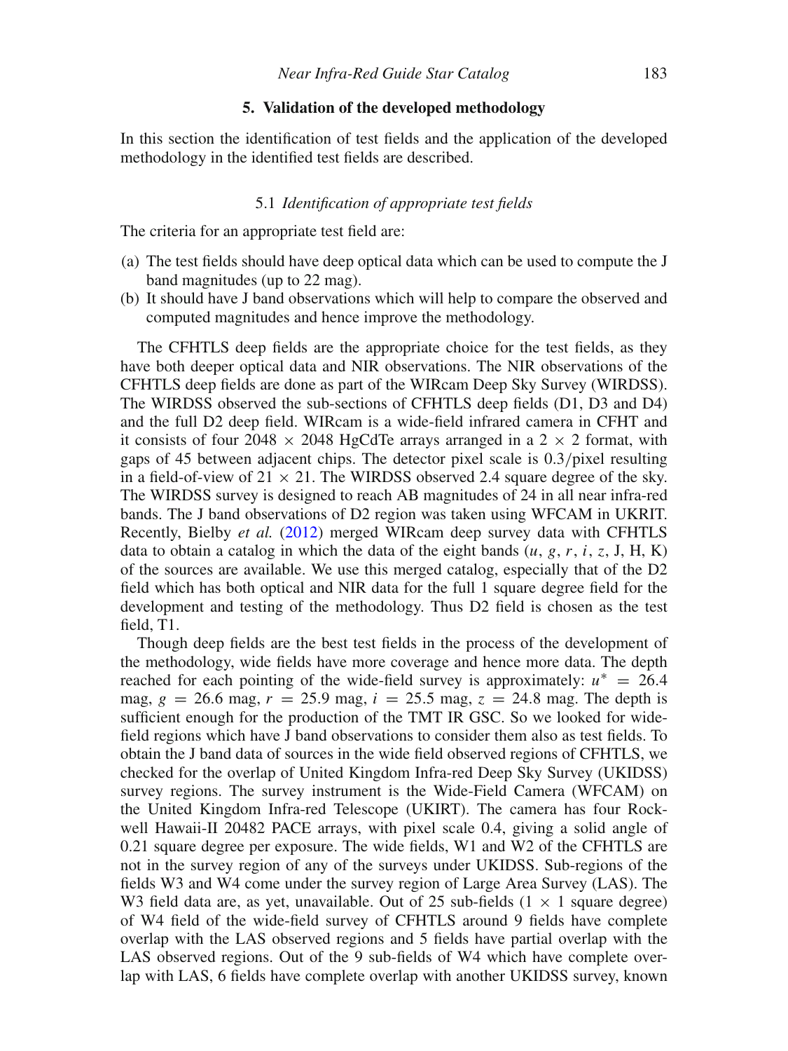## 5. Validation of the developed methodology

In this section the identification of test fields and the application of the developed methodology in the identified test fields are described.

### 5.1 *Identification of appropriate test fields*

The criteria for an appropriate test field are:

(a) The test fields should have deep optical data which can be used to compute the J band magnitudes (up to 22 mag).
(b) It should have J band observations which will help to compare the observed and computed magnitudes and hence improve the methodology.

The CFHTLS deep fields are the appropriate choice for the test fields, as they have both deeper optical data and NIR observations. The NIR observations of the CFHTLS deep fields are done as part of the WIRcam Deep Sky Survey (WIRDSS). The WIRDSS observed the sub-sections of CFHTLS deep fields (D1, D3 and D4) and the full D2 deep field. WIRcam is a wide-field infrared camera in CFHT and it consists of four $2048 \times 2048$ HgCdTe arrays arranged in a $2 \times 2$ format, with gaps of 45 between adjacent chips. The detector pixel scale is 0.3/pixel resulting in a field-of-view of $21 \times 21$. The WIRDSS observed 2.4 square degree of the sky. The WIRDSS survey is designed to reach AB magnitudes of 24 in all near infra-red bands. The J band observations of D2 region was taken using WFCAM in UKRIT. Recently, Bielby *et al.* (2012) merged WIRcam deep survey data with CFHTLS data to obtain a catalog in which the data of the eight bands ($u$, $g$, $r$, $i$, $z$, J, H, K) of the sources are available. We use this merged catalog, especially that of the D2 field which has both optical and NIR data for the full 1 square degree field for the development and testing of the methodology. Thus D2 field is chosen as the test field, T1.

Though deep fields are the best test fields in the process of the development of the methodology, wide fields have more coverage and hence more data. The depth reached for each pointing of the wide-field survey is approximately: $u^* = 26.4$ mag, $g = 26.6$ mag, $r = 25.9$ mag, $i = 25.5$ mag, $z = 24.8$ mag. The depth is sufficient enough for the production of the TMT IR GSC. So we looked for wide-field regions which have J band observations to consider them also as test fields. To obtain the J band data of sources in the wide field observed regions of CFHTLS, we checked for the overlap of United Kingdom Infra-red Deep Sky Survey (UKIDSS) survey regions. The survey instrument is the Wide-Field Camera (WFCAM) on the United Kingdom Infra-red Telescope (UKIRT). The camera has four Rockwell Hawaii-II 20482 PACE arrays, with pixel scale 0.4, giving a solid angle of 0.21 square degree per exposure. The wide fields, W1 and W2 of the CFHTLS are not in the survey region of any of the surveys under UKIDSS. Sub-regions of the fields W3 and W4 come under the survey region of Large Area Survey (LAS). The W3 field data are, as yet, unavailable. Out of 25 sub-fields ($1 \times 1$ square degree) of W4 field of the wide-field survey of CFHTLS around 9 fields have complete overlap with the LAS observed regions and 5 fields have partial overlap with the LAS observed regions. Out of the 9 sub-fields of W4 which have complete overlap with LAS, 6 fields have complete overlap with another UKIDSS survey, known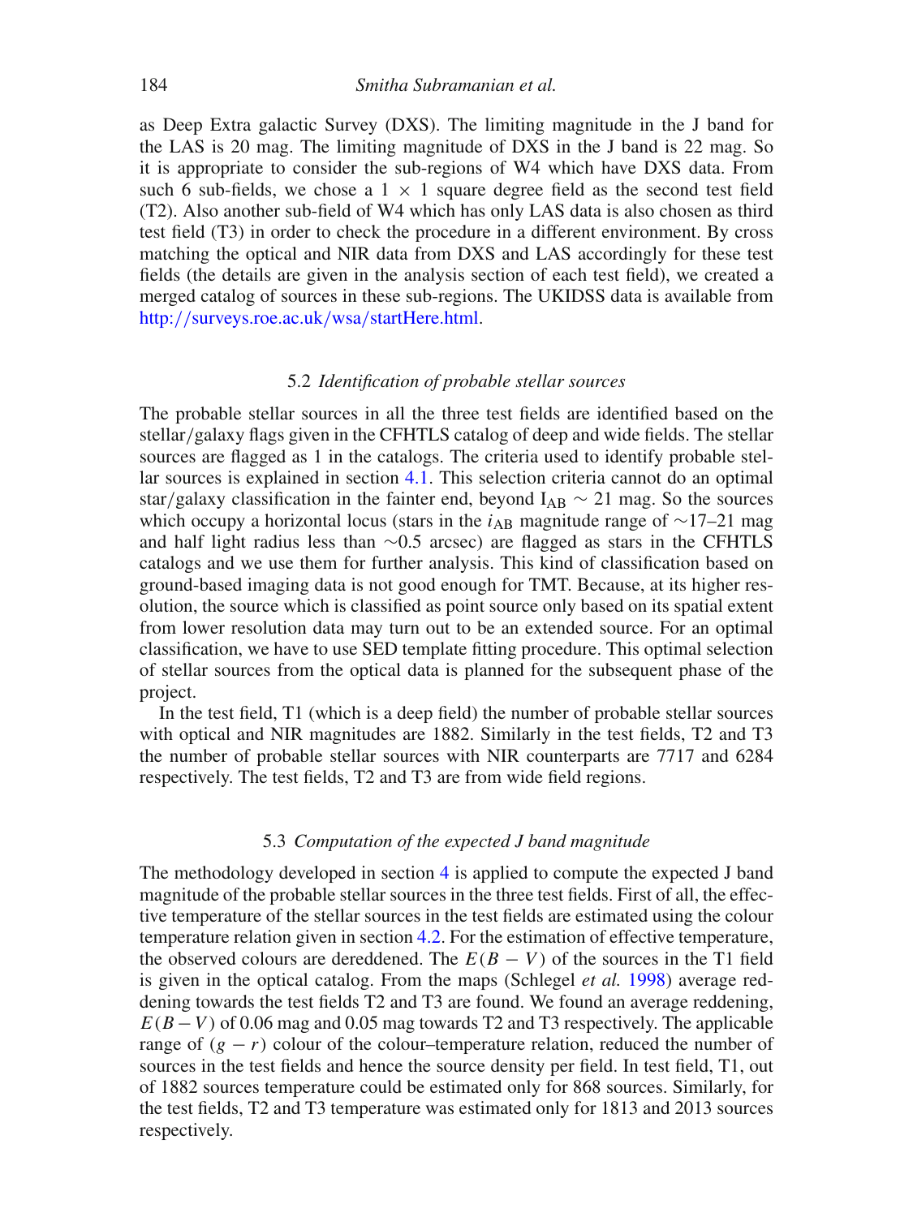as Deep Extra galactic Survey (DXS). The limiting magnitude in the J band for the LAS is 20 mag. The limiting magnitude of DXS in the J band is 22 mag. So it is appropriate to consider the sub-regions of W4 which have DXS data. From such 6 sub-fields, we chose a $1 \times 1$ square degree field as the second test field (T2). Also another sub-field of W4 which has only LAS data is also chosen as third test field (T3) in order to check the procedure in a different environment. By cross matching the optical and NIR data from DXS and LAS accordingly for these test fields (the details are given in the analysis section of each test field), we created a merged catalog of sources in these sub-regions. The UKIDSS data is available from http://surveys.roe.ac.uk/wsa/startHere.html.

### 5.2 *Identification of probable stellar sources*

The probable stellar sources in all the three test fields are identified based on the stellar/galaxy flags given in the CFHTLS catalog of deep and wide fields. The stellar sources are flagged as 1 in the catalogs. The criteria used to identify probable stellar sources is explained in section 4.1. This selection criteria cannot do an optimal star/galaxy classification in the fainter end, beyond $\mathrm{I_{AB}} \sim 21$ mag. So the sources which occupy a horizontal locus (stars in the $i_{\mathrm{AB}}$ magnitude range of ∼17–21 mag and half light radius less than ∼0.5 arcsec) are flagged as stars in the CFHTLS catalogs and we use them for further analysis. This kind of classification based on ground-based imaging data is not good enough for TMT. Because, at its higher resolution, the source which is classified as point source only based on its spatial extent from lower resolution data may turn out to be an extended source. For an optimal classification, we have to use SED template fitting procedure. This optimal selection of stellar sources from the optical data is planned for the subsequent phase of the project.

In the test field, T1 (which is a deep field) the number of probable stellar sources with optical and NIR magnitudes are 1882. Similarly in the test fields, T2 and T3 the number of probable stellar sources with NIR counterparts are 7717 and 6284 respectively. The test fields, T2 and T3 are from wide field regions.

### 5.3 *Computation of the expected J band magnitude*

The methodology developed in section 4 is applied to compute the expected J band magnitude of the probable stellar sources in the three test fields. First of all, the effective temperature of the stellar sources in the test fields are estimated using the colour temperature relation given in section 4.2. For the estimation of effective temperature, the observed colours are dereddened. The $E(B-V)$ of the sources in the T1 field is given in the optical catalog. From the maps (Schlegel *et al.* 1998) average reddening towards the test fields T2 and T3 are found. We found an average reddening, $E(B-V)$ of 0.06 mag and 0.05 mag towards T2 and T3 respectively. The applicable range of $(g-r)$ colour of the colour–temperature relation, reduced the number of sources in the test fields and hence the source density per field. In test field, T1, out of 1882 sources temperature could be estimated only for 868 sources. Similarly, for the test fields, T2 and T3 temperature was estimated only for 1813 and 2013 sources respectively.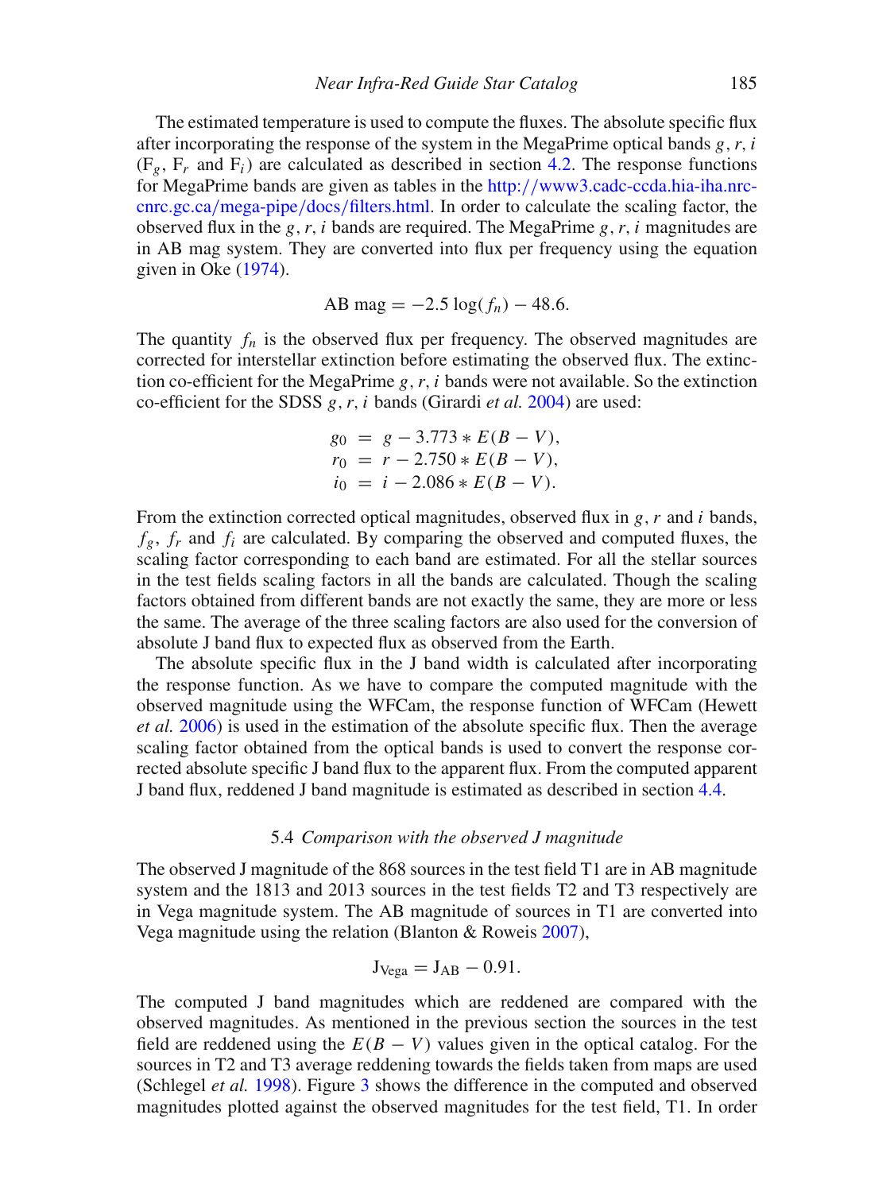The estimated temperature is used to compute the fluxes. The absolute specific flux after incorporating the response of the system in the MegaPrime optical bands $g, r, i$ ($F_g$, $F_r$ and $F_i$) are calculated as described in section 4.2. The response functions for MegaPrime bands are given as tables in the http://www3.cadc-ccda.hia-iha.nrc-cnrc.gc.ca/mega-pipe/docs/filters.html. In order to calculate the scaling factor, the observed flux in the $g, r, i$ bands are required. The MegaPrime $g, r, i$ magnitudes are in AB mag system. They are converted into flux per frequency using the equation given in Oke (1974).

$$\text{AB mag} = -2.5 \log(f_n) - 48.6.$$

The quantity $f_n$ is the observed flux per frequency. The observed magnitudes are corrected for interstellar extinction before estimating the observed flux. The extinction co-efficient for the MegaPrime $g, r, i$ bands were not available. So the extinction co-efficient for the SDSS $g, r, i$ bands (Girardi *et al.* 2004) are used:

$$\begin{aligned} g_0 &= g - 3.773 * E(B - V), \\ r_0 &= r - 2.750 * E(B - V), \\ i_0 &= i - 2.086 * E(B - V). \end{aligned}$$

From the extinction corrected optical magnitudes, observed flux in $g, r$ and $i$ bands, $f_g$, $f_r$ and $f_i$ are calculated. By comparing the observed and computed fluxes, the scaling factor corresponding to each band are estimated. For all the stellar sources in the test fields scaling factors in all the bands are calculated. Though the scaling factors obtained from different bands are not exactly the same, they are more or less the same. The average of the three scaling factors are also used for the conversion of absolute J band flux to expected flux as observed from the Earth.

The absolute specific flux in the J band width is calculated after incorporating the response function. As we have to compare the computed magnitude with the observed magnitude using the WFCam, the response function of WFCam (Hewett *et al.* 2006) is used in the estimation of the absolute specific flux. Then the average scaling factor obtained from the optical bands is used to convert the response corrected absolute specific J band flux to the apparent flux. From the computed apparent J band flux, reddened J band magnitude is estimated as described in section 4.4.

### 5.4 *Comparison with the observed J magnitude*

The observed J magnitude of the 868 sources in the test field T1 are in AB magnitude system and the 1813 and 2013 sources in the test fields T2 and T3 respectively are in Vega magnitude system. The AB magnitude of sources in T1 are converted into Vega magnitude using the relation (Blanton & Roweis 2007),

$$J_{\text{Vega}} = J_{\text{AB}} - 0.91.$$

The computed J band magnitudes which are reddened are compared with the observed magnitudes. As mentioned in the previous section the sources in the test field are reddened using the $E(B - V)$ values given in the optical catalog. For the sources in T2 and T3 average reddening towards the fields taken from maps are used (Schlegel *et al.* 1998). Figure 3 shows the difference in the computed and observed magnitudes plotted against the observed magnitudes for the test field, T1. In order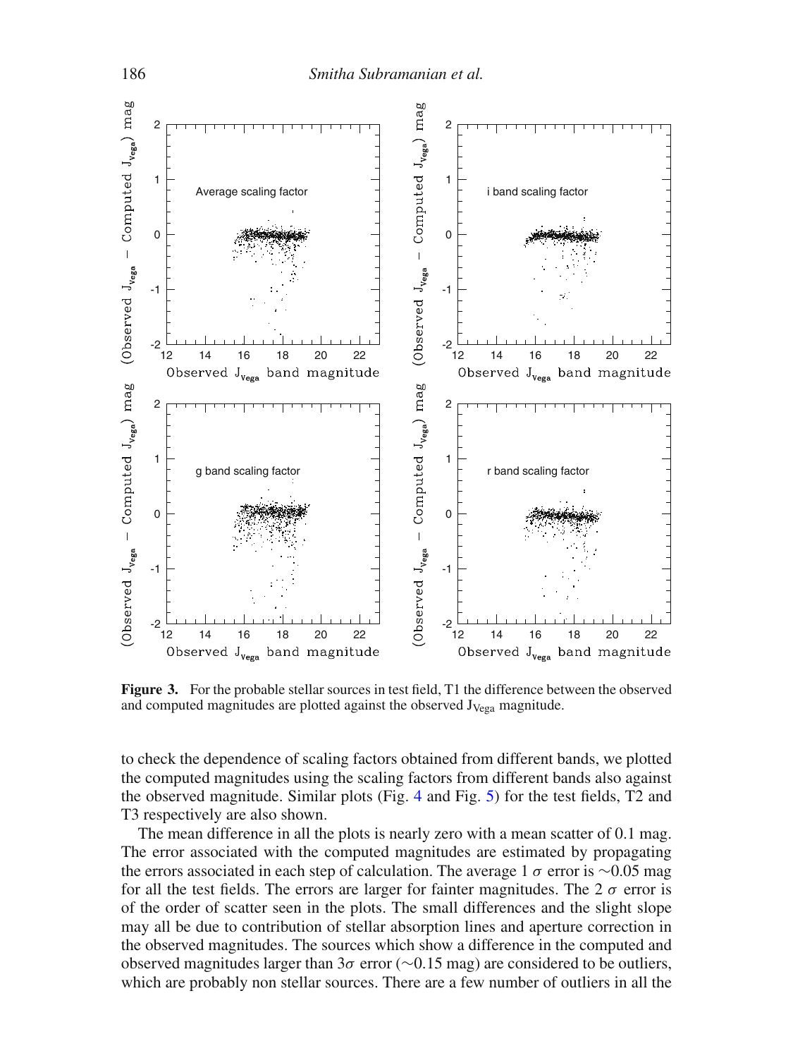**Figure 3.** For the probable stellar sources in test field, T1 the difference between the observed and computed magnitudes are plotted against the observed $J_{Vega}$ magnitude.

to check the dependence of scaling factors obtained from different bands, we plotted the computed magnitudes using the scaling factors from different bands also against the observed magnitude. Similar plots (Fig. 4 and Fig. 5) for the test fields, T2 and T3 respectively are also shown.

The mean difference in all the plots is nearly zero with a mean scatter of 0.1 mag. The error associated with the computed magnitudes are estimated by propagating the errors associated in each step of calculation. The average 1 $\sigma$ error is $\sim$0.05 mag for all the test fields. The errors are larger for fainter magnitudes. The 2 $\sigma$ error is of the order of scatter seen in the plots. The small differences and the slight slope may all be due to contribution of stellar absorption lines and aperture correction in the observed magnitudes. The sources which show a difference in the computed and observed magnitudes larger than $3\sigma$ error ($\sim$0.15 mag) are considered to be outliers, which are probably non stellar sources. There are a few number of outliers in all the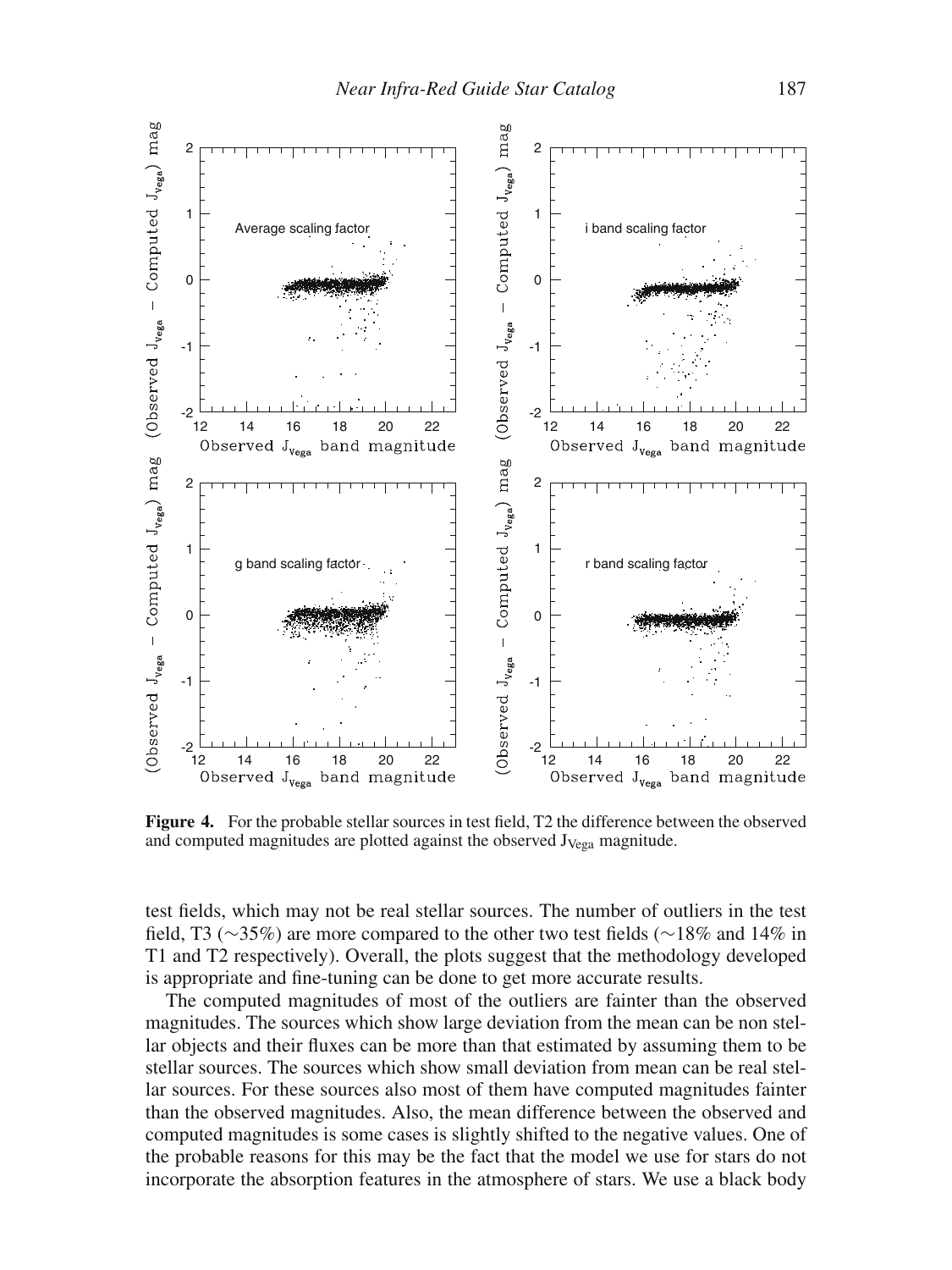**Figure 4.** For the probable stellar sources in test field, T2 the difference between the observed and computed magnitudes are plotted against the observed $J_{Vega}$ magnitude.

test fields, which may not be real stellar sources. The number of outliers in the test field, T3 (∼35%) are more compared to the other two test fields (∼18% and 14% in T1 and T2 respectively). Overall, the plots suggest that the methodology developed is appropriate and fine-tuning can be done to get more accurate results.

The computed magnitudes of most of the outliers are fainter than the observed magnitudes. The sources which show large deviation from the mean can be non stellar objects and their fluxes can be more than that estimated by assuming them to be stellar sources. The sources which show small deviation from mean can be real stellar sources. For these sources also most of them have computed magnitudes fainter than the observed magnitudes. Also, the mean difference between the observed and computed magnitudes is some cases is slightly shifted to the negative values. One of the probable reasons for this may be the fact that the model we use for stars do not incorporate the absorption features in the atmosphere of stars. We use a black body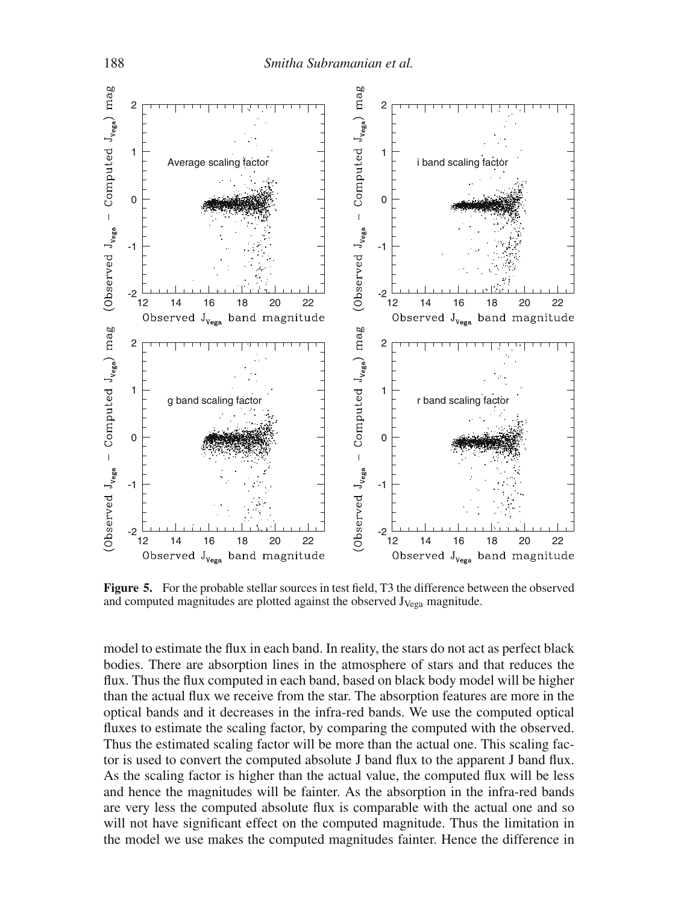**Figure 5.** For the probable stellar sources in test field, T3 the difference between the observed and computed magnitudes are plotted against the observed $J_{Vega}$ magnitude.

model to estimate the flux in each band. In reality, the stars do not act as perfect black bodies. There are absorption lines in the atmosphere of stars and that reduces the flux. Thus the flux computed in each band, based on black body model will be higher than the actual flux we receive from the star. The absorption features are more in the optical bands and it decreases in the infra-red bands. We use the computed optical fluxes to estimate the scaling factor, by comparing the computed with the observed. Thus the estimated scaling factor will be more than the actual one. This scaling factor is used to convert the computed absolute J band flux to the apparent J band flux. As the scaling factor is higher than the actual value, the computed flux will be less and hence the magnitudes will be fainter. As the absorption in the infra-red bands are very less the computed absolute flux is comparable with the actual one and so will not have significant effect on the computed magnitude. Thus the limitation in the model we use makes the computed magnitudes fainter. Hence the difference in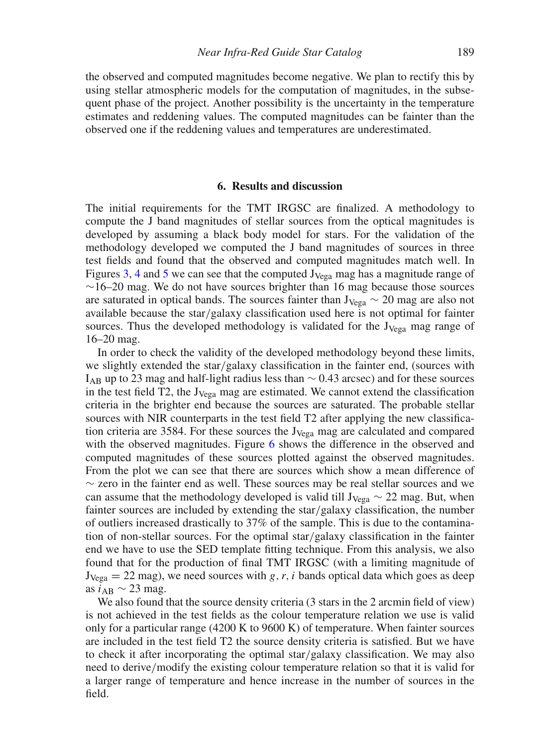the observed and computed magnitudes become negative. We plan to rectify this by using stellar atmospheric models for the computation of magnitudes, in the subsequent phase of the project. Another possibility is the uncertainty in the temperature estimates and reddening values. The computed magnitudes can be fainter than the observed one if the reddening values and temperatures are underestimated.

## 6. Results and discussion

The initial requirements for the TMT IRGSC are finalized. A methodology to compute the J band magnitudes of stellar sources from the optical magnitudes is developed by assuming a black body model for stars. For the validation of the methodology developed we computed the J band magnitudes of sources in three test fields and found that the observed and computed magnitudes match well. In Figures 3, 4 and 5 we can see that the computed $J_{\mathrm{Vega}}$ mag has a magnitude range of ∼16–20 mag. We do not have sources brighter than 16 mag because those sources are saturated in optical bands. The sources fainter than $J_{\mathrm{Vega}} \sim 20$ mag are also not available because the star/galaxy classification used here is not optimal for fainter sources. Thus the developed methodology is validated for the $J_{\mathrm{Vega}}$ mag range of 16–20 mag.

In order to check the validity of the developed methodology beyond these limits, we slightly extended the star/galaxy classification in the fainter end, (sources with $I_{\mathrm{AB}}$ up to 23 mag and half-light radius less than ∼ 0.43 arcsec) and for these sources in the test field T2, the $J_{\mathrm{Vega}}$ mag are estimated. We cannot extend the classification criteria in the brighter end because the sources are saturated. The probable stellar sources with NIR counterparts in the test field T2 after applying the new classification criteria are 3584. For these sources the $J_{\mathrm{Vega}}$ mag are calculated and compared with the observed magnitudes. Figure 6 shows the difference in the observed and computed magnitudes of these sources plotted against the observed magnitudes. From the plot we can see that there are sources which show a mean difference of ∼ zero in the fainter end as well. These sources may be real stellar sources and we can assume that the methodology developed is valid till $J_{\mathrm{Vega}} \sim 22$ mag. But, when fainter sources are included by extending the star/galaxy classification, the number of outliers increased drastically to 37% of the sample. This is due to the contamination of non-stellar sources. For the optimal star/galaxy classification in the fainter end we have to use the SED template fitting technique. From this analysis, we also found that for the production of final TMT IRGSC (with a limiting magnitude of $J_{\mathrm{Vega}} = 22$ mag), we need sources with $g, r, i$ bands optical data which goes as deep as $i_{\mathrm{AB}} \sim 23$ mag.

We also found that the source density criteria (3 stars in the 2 arcmin field of view) is not achieved in the test fields as the colour temperature relation we use is valid only for a particular range (4200 K to 9600 K) of temperature. When fainter sources are included in the test field T2 the source density criteria is satisfied. But we have to check it after incorporating the optimal star/galaxy classification. We may also need to derive/modify the existing colour temperature relation so that it is valid for a larger range of temperature and hence increase in the number of sources in the field.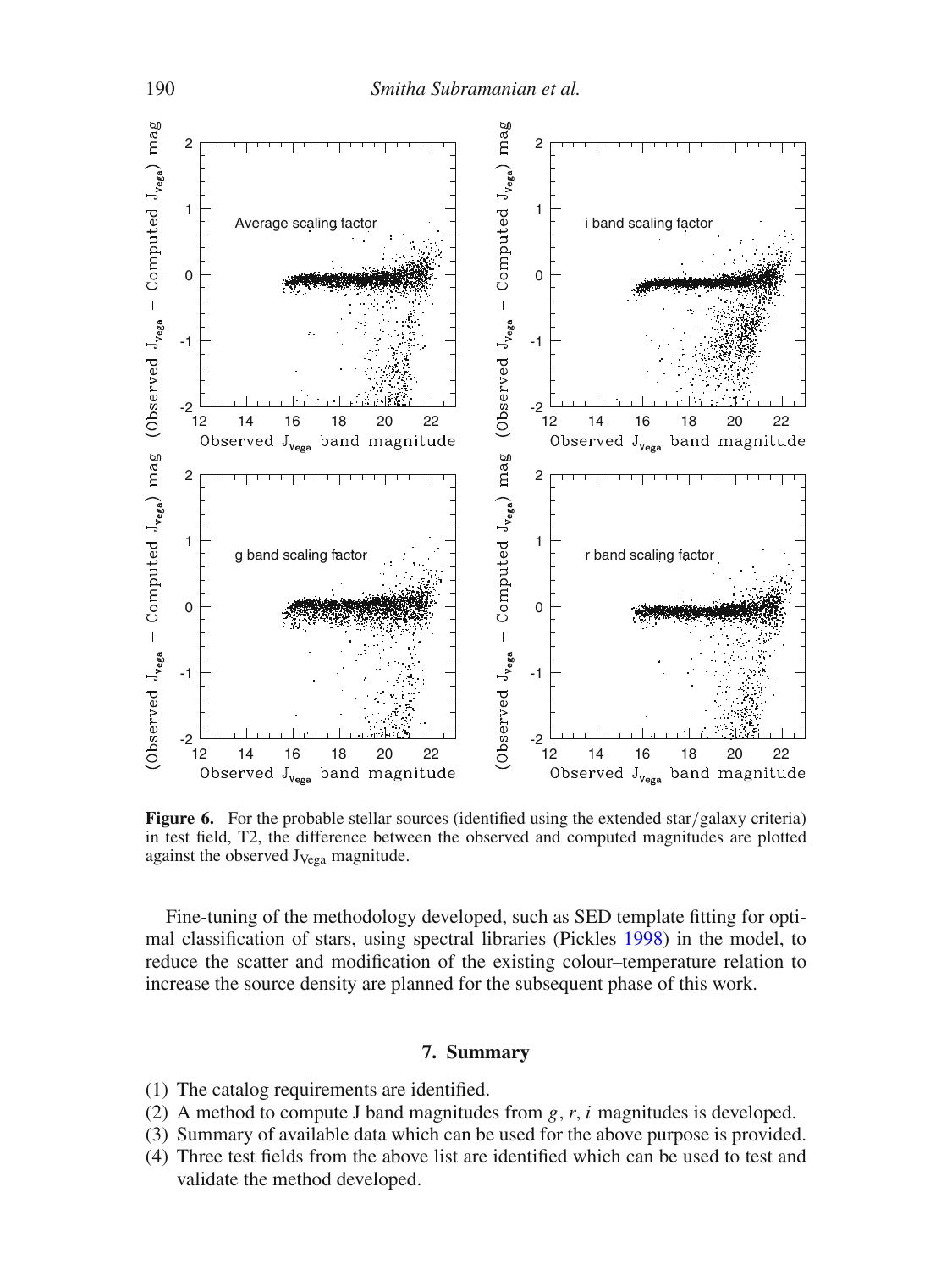**Figure 6.** For the probable stellar sources (identified using the extended star/galaxy criteria) in test field, T2, the difference between the observed and computed magnitudes are plotted against the observed $J_{Vega}$ magnitude.

Fine-tuning of the methodology developed, such as SED template fitting for optimal classification of stars, using spectral libraries (Pickles 1998) in the model, to reduce the scatter and modification of the existing colour–temperature relation to increase the source density are planned for the subsequent phase of this work.

## 7. Summary

(1) The catalog requirements are identified.
(2) A method to compute J band magnitudes from $g$, $r$, $i$ magnitudes is developed.
(3) Summary of available data which can be used for the above purpose is provided.
(4) Three test fields from the above list are identified which can be used to test and validate the method developed.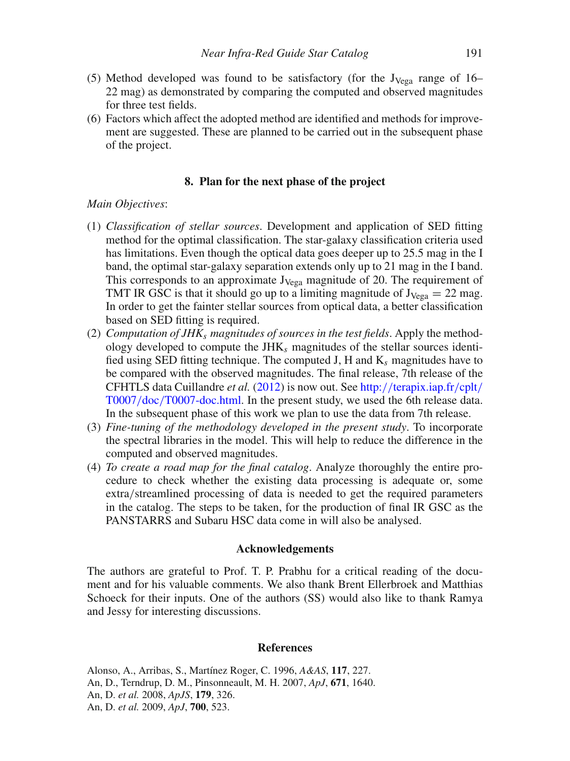(5) Method developed was found to be satisfactory (for the $J_{Vega}$ range of 16–22 mag) as demonstrated by comparing the computed and observed magnitudes for three test fields.
(6) Factors which affect the adopted method are identified and methods for improvement are suggested. These are planned to be carried out in the subsequent phase of the project.

## 8. Plan for the next phase of the project

*Main Objectives*:

(1) *Classification of stellar sources*. Development and application of SED fitting method for the optimal classification. The star-galaxy classification criteria used has limitations. Even though the optical data goes deeper up to 25.5 mag in the I band, the optimal star-galaxy separation extends only up to 21 mag in the I band. This corresponds to an approximate $J_{Vega}$ magnitude of 20. The requirement of TMT IR GSC is that it should go up to a limiting magnitude of $J_{Vega} = 22$ mag. In order to get the fainter stellar sources from optical data, a better classification based on SED fitting is required.
(2) *Computation of $JHK_s$ magnitudes of sources in the test fields*. Apply the methodology developed to compute the $JHK_s$ magnitudes of the stellar sources identified using SED fitting technique. The computed J, H and $K_s$ magnitudes have to be compared with the observed magnitudes. The final release, 7th release of the CFHTLS data Cuillandre *et al.* (2012) is now out. See http://terapix.iap.fr/cplt/T0007/doc/T0007-doc.html. In the present study, we used the 6th release data. In the subsequent phase of this work we plan to use the data from 7th release.
(3) *Fine-tuning of the methodology developed in the present study*. To incorporate the spectral libraries in the model. This will help to reduce the difference in the computed and observed magnitudes.
(4) *To create a road map for the final catalog*. Analyze thoroughly the entire procedure to check whether the existing data processing is adequate or, some extra/streamlined processing of data is needed to get the required parameters in the catalog. The steps to be taken, for the production of final IR GSC as the PANSTARRS and Subaru HSC data come in will also be analysed.

## Acknowledgements

The authors are grateful to Prof. T. P. Prabhu for a critical reading of the document and for his valuable comments. We also thank Brent Ellerbroek and Matthias Schoeck for their inputs. One of the authors (SS) would also like to thank Ramya and Jessy for interesting discussions.

## References

Alonso, A., Arribas, S., Martínez Roger, C. 1996, *A&AS*, **117**, 227.
An, D., Terndrup, D. M., Pinsonneault, M. H. 2007, *ApJ*, **671**, 1640.
An, D. *et al.* 2008, *ApJS*, **179**, 326.
An, D. *et al.* 2009, *ApJ*, **700**, 523.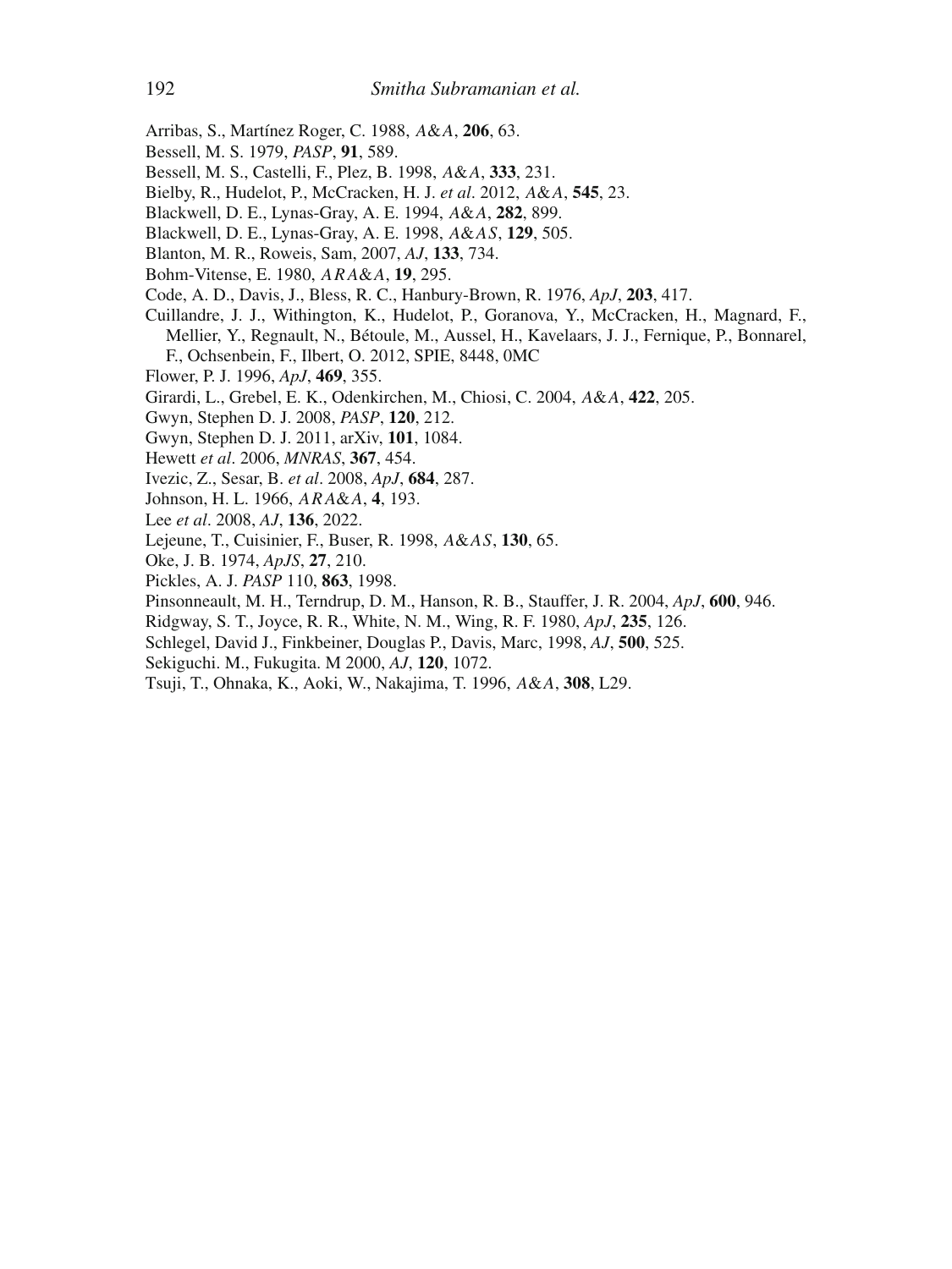Arribas, S., Martínez Roger, C. 1988, *A&A*, **206**, 63.

Bessell, M. S. 1979, *PASP*, **91**, 589.

Bessell, M. S., Castelli, F., Plez, B. 1998, *A&A*, **333**, 231.

Bielby, R., Hudelot, P., McCracken, H. J. *et al*. 2012, *A&A*, **545**, 23.

Blackwell, D. E., Lynas-Gray, A. E. 1994, *A&A*, **282**, 899.

Blackwell, D. E., Lynas-Gray, A. E. 1998, *A&AS*, **129**, 505.

Blanton, M. R., Roweis, Sam, 2007, *AJ*, **133**, 734.

Bohm-Vitense, E. 1980, *ARA&A*, **19**, 295.

Code, A. D., Davis, J., Bless, R. C., Hanbury-Brown, R. 1976, *ApJ*, **203**, 417.

Cuillandre, J. J., Withington, K., Hudelot, P., Goranova, Y., McCracken, H., Magnard, F., Mellier, Y., Regnault, N., Bétoule, M., Aussel, H., Kavelaars, J. J., Fernique, P., Bonnarel, F., Ochsenbein, F., Ilbert, O. 2012, SPIE, 8448, 0MC

Flower, P. J. 1996, *ApJ*, **469**, 355.

Girardi, L., Grebel, E. K., Odenkirchen, M., Chiosi, C. 2004, *A&A*, **422**, 205.

Gwyn, Stephen D. J. 2008, *PASP*, **120**, 212.

Gwyn, Stephen D. J. 2011, arXiv, **101**, 1084.

Hewett *et al*. 2006, *MNRAS*, **367**, 454.

Ivezic, Z., Sesar, B. *et al*. 2008, *ApJ*, **684**, 287.

Johnson, H. L. 1966, *ARA&A*, **4**, 193.

Lee *et al*. 2008, *AJ*, **136**, 2022.

Lejeune, T., Cuisinier, F., Buser, R. 1998, *A&AS*, **130**, 65.

Oke, J. B. 1974, *ApJS*, **27**, 210.

Pickles, A. J. *PASP* 110, **863**, 1998.

Pinsonneault, M. H., Terndrup, D. M., Hanson, R. B., Stauffer, J. R. 2004, *ApJ*, **600**, 946.

Ridgway, S. T., Joyce, R. R., White, N. M., Wing, R. F. 1980, *ApJ*, **235**, 126.

Schlegel, David J., Finkbeiner, Douglas P., Davis, Marc, 1998, *AJ*, **500**, 525.

Sekiguchi. M., Fukugita. M 2000, *AJ*, **120**, 1072.

Tsuji, T., Ohnaka, K., Aoki, W., Nakajima, T. 1996, *A&A*, **308**, L29.